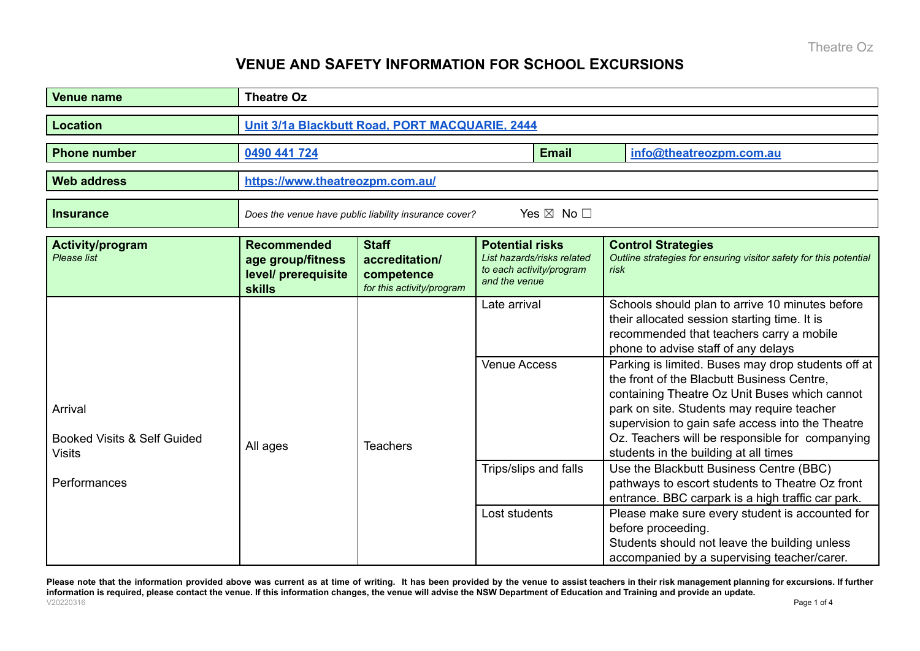# VENUE AND SAFETY INFORMATION FOR SCHOOL EXCURSIONS

| **Venue name** | **Theatre Oz** |
|---|---|
| **Location** | **[Unit 3/1a Blackbutt Road, PORT MACQUARIE, 2444](#)** |
| **Phone number** | **0490 441 724** — **Email** **info@theatreozpm.com.au** |
| **Web address** | **https://www.theatreozpm.com.au/** |
| **Insurance** | *Does the venue have public liability insurance cover?* Yes ☒ No ☐ |

| **Activity/program** *Please list* | **Recommended age group/fitness level/ prerequisite skills** | **Staff accreditation/ competence** *for this activity/program* | **Potential risks** *List hazards/risks related to each activity/program and the venue* | **Control Strategies** *Outline strategies for ensuring visitor safety for this potential risk* |
|---|---|---|---|---|
| Arrival<br><br>Booked Visits & Self Guided Visits<br><br>Performances | All ages | Teachers | Late arrival | Schools should plan to arrive 10 minutes before their allocated session starting time. It is recommended that teachers carry a mobile phone to advise staff of any delays |
| | | | Venue Access | Parking is limited. Buses may drop students off at the front of the Blacbutt Business Centre, containing Theatre Oz Unit Buses which cannot park on site. Students may require teacher supervision to gain safe access into the Theatre Oz. Teachers will be responsible for companying students in the building at all times |
| | | | Trips/slips and falls | Use the Blackbutt Business Centre (BBC) pathways to escort students to Theatre Oz front entrance. BBC carpark is a high traffic car park. |
| | | | Lost students | Please make sure every student is accounted for before proceeding.<br>Students should not leave the building unless accompanied by a supervising teacher/carer. |

**Please note that the information provided above was current as at time of writing. It has been provided by the venue to assist teachers in their risk management planning for excursions. If further information is required, please contact the venue. If this information changes, the venue will advise the NSW Department of Education and Training and provide an update.**

V20220316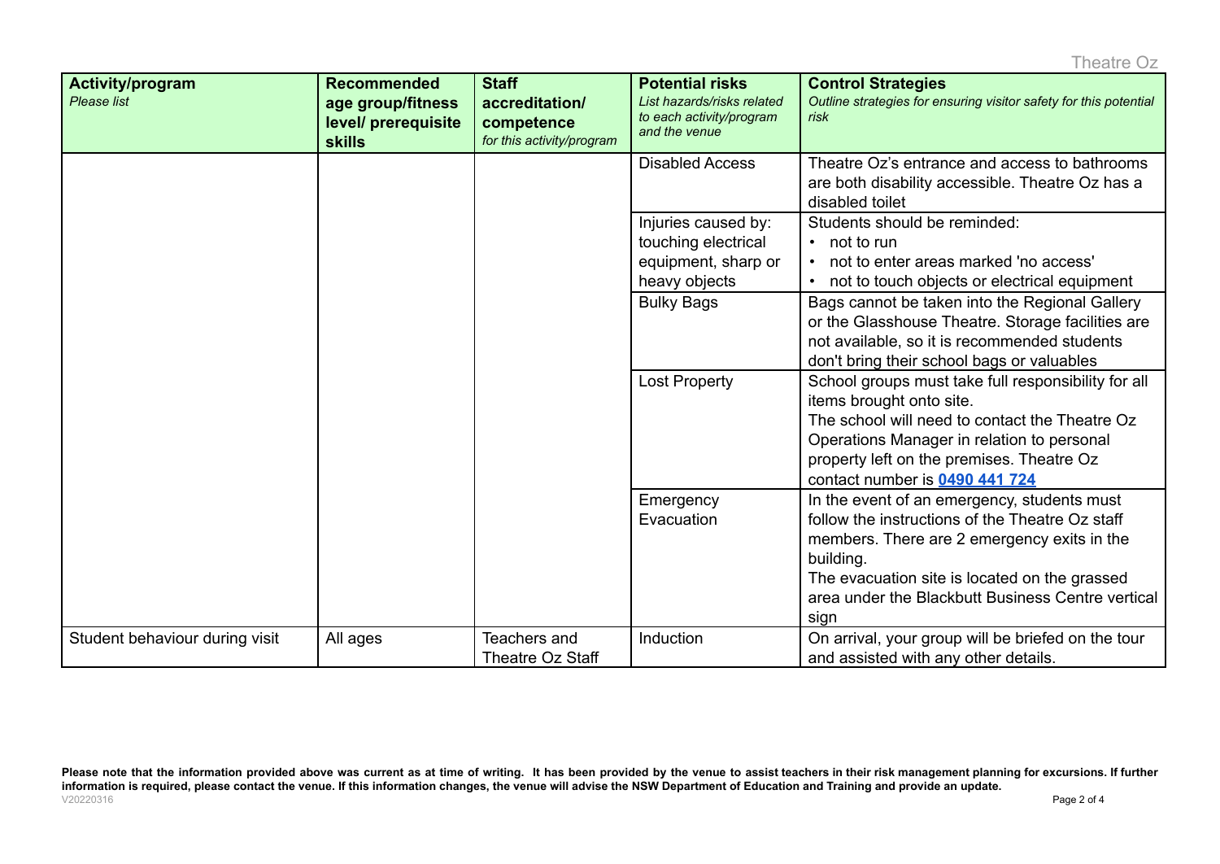| **Activity/program** *Please list* | **Recommended age group/fitness level/ prerequisite skills** | **Staff accreditation/ competence** *for this activity/program* | **Potential risks** *List hazards/risks related to each activity/program and the venue* | **Control Strategies** *Outline strategies for ensuring visitor safety for this potential risk* |
|---|---|---|---|---|
| | | | Disabled Access | Theatre Oz's entrance and access to bathrooms are both disability accessible. Theatre Oz has a disabled toilet |
| | | | Injuries caused by: touching electrical equipment, sharp or heavy objects | Students should be reminded: <br>• not to run <br>• not to enter areas marked 'no access' <br>• not to touch objects or electrical equipment |
| | | | Bulky Bags | Bags cannot be taken into the Regional Gallery or the Glasshouse Theatre. Storage facilities are not available, so it is recommended students don't bring their school bags or valuables |
| | | | Lost Property | School groups must take full responsibility for all items brought onto site. <br>The school will need to contact the Theatre Oz Operations Manager in relation to personal property left on the premises. Theatre Oz contact number is **0490 441 724** |
| | | | Emergency Evacuation | In the event of an emergency, students must follow the instructions of the Theatre Oz staff members. There are 2 emergency exits in the building. <br>The evacuation site is located on the grassed area under the Blackbutt Business Centre vertical sign |
| Student behaviour during visit | All ages | Teachers and Theatre Oz Staff | Induction | On arrival, your group will be briefed on the tour and assisted with any other details. |

**Please note that the information provided above was current as at time of writing. It has been provided by the venue to assist teachers in their risk management planning for excursions. If further information is required, please contact the venue. If this information changes, the venue will advise the NSW Department of Education and Training and provide an update.**

V20220316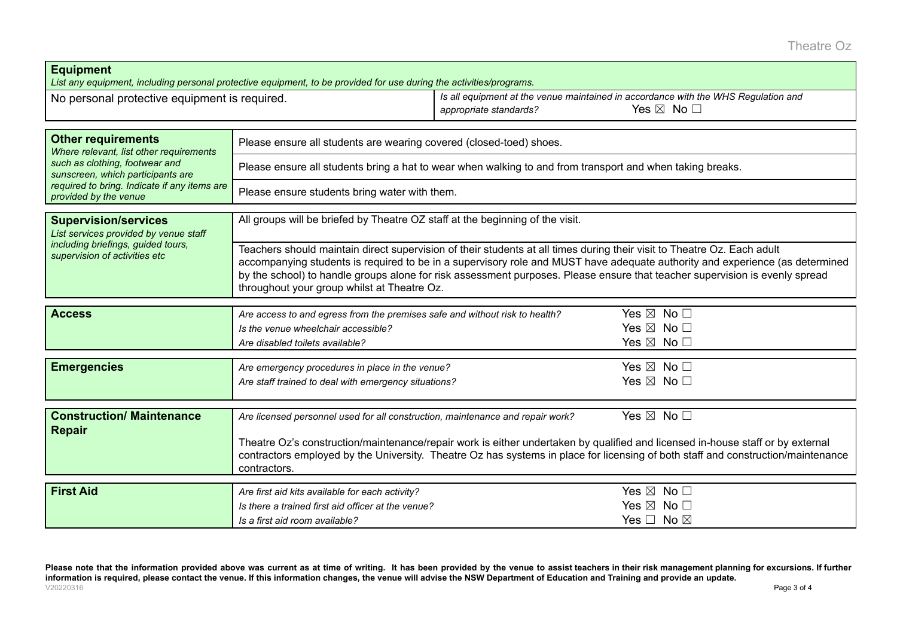| **Equipment**<br>*List any equipment, including personal protective equipment, to be provided for use during the activities/programs.* | |
|---|---|
| No personal protective equipment is required. | *Is all equipment at the venue maintained in accordance with the WHS Regulation and appropriate standards?* Yes ☒ No ☐ |

| **Other requirements**<br>*Where relevant, list other requirements such as clothing, footwear and sunscreen, which participants are required to bring. Indicate if any items are provided by the venue* | |
|---|---|
| | Please ensure all students are wearing covered (closed-toed) shoes. |
| | Please ensure all students bring a hat to wear when walking to and from transport and when taking breaks. |
| | Please ensure students bring water with them. |

| **Supervision/services**<br>*List services provided by venue staff including briefings, guided tours, supervision of activities etc* | |
|---|---|
| | All groups will be briefed by Theatre OZ staff at the beginning of the visit. |
| | Teachers should maintain direct supervision of their students at all times during their visit to Theatre Oz. Each adult accompanying students is required to be in a supervisory role and MUST have adequate authority and experience (as determined by the school) to handle groups alone for risk assessment purposes. Please ensure that teacher supervision is evenly spread throughout your group whilst at Theatre Oz. |

| **Access** | | |
|---|---|---|
| | *Are access to and egress from the premises safe and without risk to health?* | Yes ☒ No ☐ |
| | *Is the venue wheelchair accessible?* | Yes ☒ No ☐ |
| | *Are disabled toilets available?* | Yes ☒ No ☐ |

| **Emergencies** | | |
|---|---|---|
| | *Are emergency procedures in place in the venue?* | Yes ☒ No ☐ |
| | *Are staff trained to deal with emergency situations?* | Yes ☒ No ☐ |

| **Construction/ Maintenance Repair** | | |
|---|---|---|
| | *Are licensed personnel used for all construction, maintenance and repair work?* | Yes ☒ No ☐ |
| | Theatre Oz's construction/maintenance/repair work is either undertaken by qualified and licensed in-house staff or by external contractors employed by the University. Theatre Oz has systems in place for licensing of both staff and construction/maintenance contractors. | |

| **First Aid** | | |
|---|---|---|
| | *Are first aid kits available for each activity?* | Yes ☒ No ☐ |
| | *Is there a trained first aid officer at the venue?* | Yes ☒ No ☐ |
| | *Is a first aid room available?* | Yes ☐ No ☒ |

**Please note that the information provided above was current as at time of writing. It has been provided by the venue to assist teachers in their risk management planning for excursions. If further information is required, please contact the venue. If this information changes, the venue will advise the NSW Department of Education and Training and provide an update.**

V20220316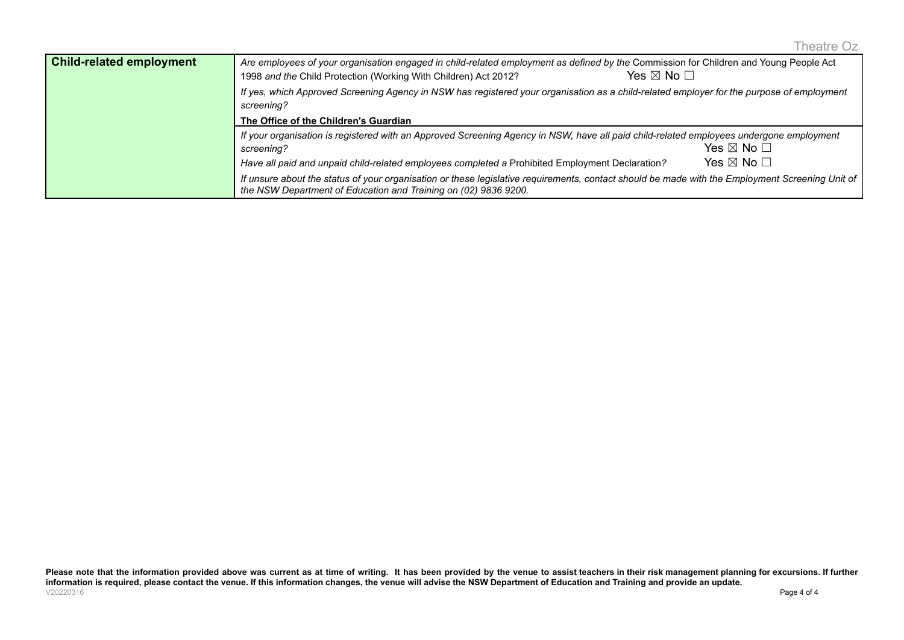| | |
|---|---|
| **Child-related employment** | *Are employees of your organisation engaged in child-related employment as defined by the* Commission for Children and Young People Act 1998 *and the* Child Protection (Working With Children) Act 2012? Yes ☒ No ☐<br><br>*If yes, which Approved Screening Agency in NSW has registered your organisation as a child-related employer for the purpose of employment screening?*<br><br>**The Office of the Children's Guardian** |
| | *If your organisation is registered with an Approved Screening Agency in NSW, have all paid child-related employees undergone employment screening?* Yes ☒ No ☐<br><br>*Have all paid and unpaid child-related employees completed a* Prohibited Employment Declaration*?* Yes ☒ No ☐<br><br>*If unsure about the status of your organisation or these legislative requirements, contact should be made with the Employment Screening Unit of the NSW Department of Education and Training on (02) 9836 9200.* |

**Please note that the information provided above was current as at time of writing. It has been provided by the venue to assist teachers in their risk management planning for excursions. If further information is required, please contact the venue. If this information changes, the venue will advise the NSW Department of Education and Training and provide an update.**

V20220316